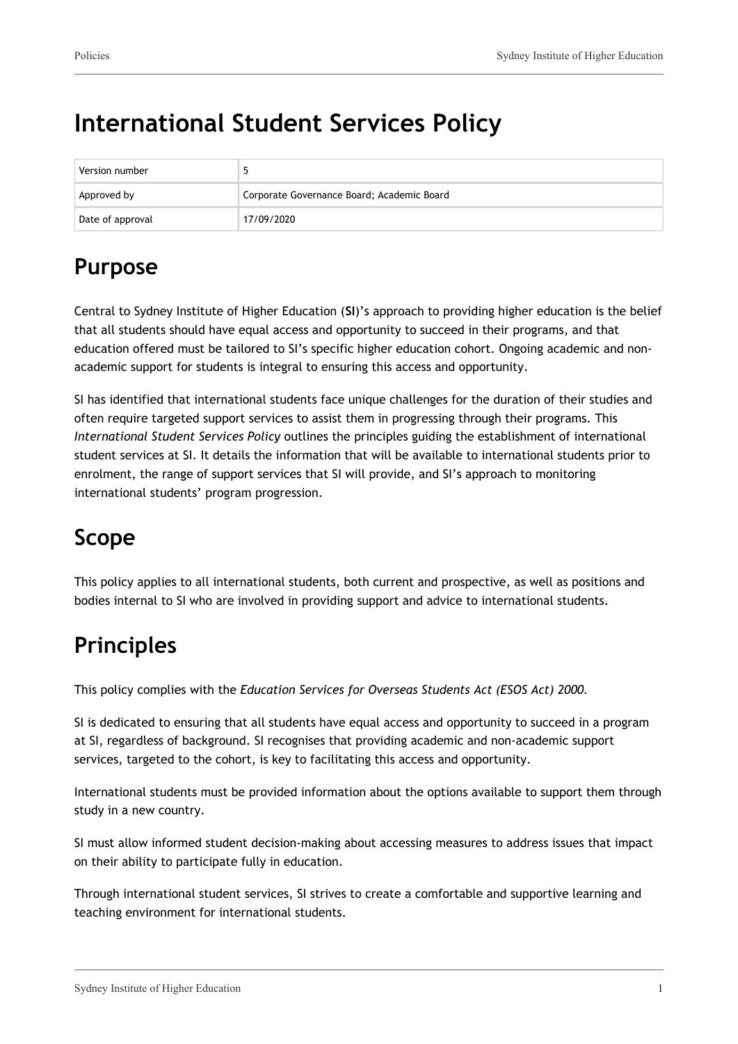# International Student Services Policy

| Version number | 5 |
|---|---|
| Approved by | Corporate Governance Board; Academic Board |
| Date of approval | 17/09/2020 |

## Purpose

Central to Sydney Institute of Higher Education (**SI**)'s approach to providing higher education is the belief that all students should have equal access and opportunity to succeed in their programs, and that education offered must be tailored to SI's specific higher education cohort. Ongoing academic and non-academic support for students is integral to ensuring this access and opportunity.

SI has identified that international students face unique challenges for the duration of their studies and often require targeted support services to assist them in progressing through their programs. This *International Student Services Policy* outlines the principles guiding the establishment of international student services at SI. It details the information that will be available to international students prior to enrolment, the range of support services that SI will provide, and SI's approach to monitoring international students' program progression.

## Scope

This policy applies to all international students, both current and prospective, as well as positions and bodies internal to SI who are involved in providing support and advice to international students.

## Principles

This policy complies with the *Education Services for Overseas Students Act (ESOS Act) 2000.*

SI is dedicated to ensuring that all students have equal access and opportunity to succeed in a program at SI, regardless of background. SI recognises that providing academic and non-academic support services, targeted to the cohort, is key to facilitating this access and opportunity.

International students must be provided information about the options available to support them through study in a new country.

SI must allow informed student decision-making about accessing measures to address issues that impact on their ability to participate fully in education.

Through international student services, SI strives to create a comfortable and supportive learning and teaching environment for international students.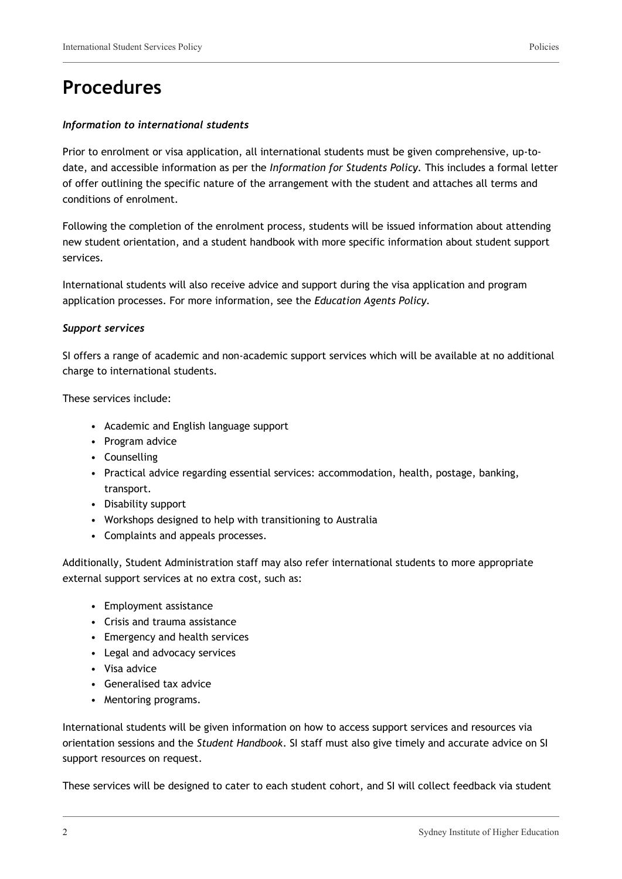# Procedures

***Information to international students***

Prior to enrolment or visa application, all international students must be given comprehensive, up-to-date, and accessible information as per the *Information for Students Policy.* This includes a formal letter of offer outlining the specific nature of the arrangement with the student and attaches all terms and conditions of enrolment.

Following the completion of the enrolment process, students will be issued information about attending new student orientation, and a student handbook with more specific information about student support services.

International students will also receive advice and support during the visa application and program application processes. For more information, see the *Education Agents Policy.*

***Support services***

SI offers a range of academic and non-academic support services which will be available at no additional charge to international students.

These services include:

- Academic and English language support
- Program advice
- Counselling
- Practical advice regarding essential services: accommodation, health, postage, banking, transport.
- Disability support
- Workshops designed to help with transitioning to Australia
- Complaints and appeals processes.

Additionally, Student Administration staff may also refer international students to more appropriate external support services at no extra cost, such as:

- Employment assistance
- Crisis and trauma assistance
- Emergency and health services
- Legal and advocacy services
- Visa advice
- Generalised tax advice
- Mentoring programs.

International students will be given information on how to access support services and resources via orientation sessions and the *Student Handbook*. SI staff must also give timely and accurate advice on SI support resources on request.

These services will be designed to cater to each student cohort, and SI will collect feedback via student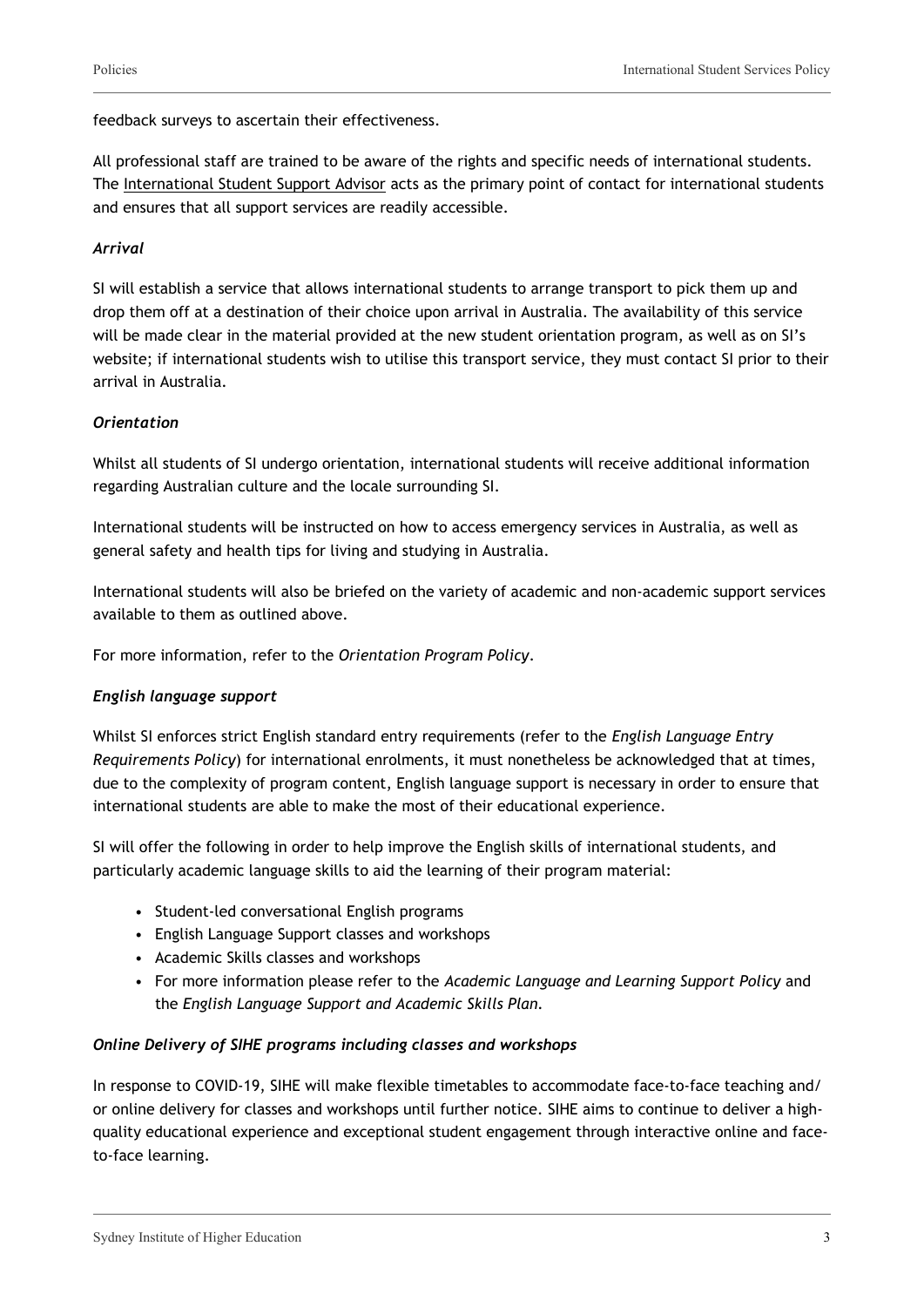feedback surveys to ascertain their effectiveness.

All professional staff are trained to be aware of the rights and specific needs of international students. The International Student Support Advisor acts as the primary point of contact for international students and ensures that all support services are readily accessible.

***Arrival***

SI will establish a service that allows international students to arrange transport to pick them up and drop them off at a destination of their choice upon arrival in Australia. The availability of this service will be made clear in the material provided at the new student orientation program, as well as on SI's website; if international students wish to utilise this transport service, they must contact SI prior to their arrival in Australia.

***Orientation***

Whilst all students of SI undergo orientation, international students will receive additional information regarding Australian culture and the locale surrounding SI.

International students will be instructed on how to access emergency services in Australia, as well as general safety and health tips for living and studying in Australia.

International students will also be briefed on the variety of academic and non-academic support services available to them as outlined above.

For more information, refer to the *Orientation Program Policy*.

***English language support***

Whilst SI enforces strict English standard entry requirements (refer to the *English Language Entry Requirements Policy*) for international enrolments, it must nonetheless be acknowledged that at times, due to the complexity of program content, English language support is necessary in order to ensure that international students are able to make the most of their educational experience.

SI will offer the following in order to help improve the English skills of international students, and particularly academic language skills to aid the learning of their program material:

- Student-led conversational English programs
- English Language Support classes and workshops
- Academic Skills classes and workshops
- For more information please refer to the *Academic Language and Learning Support Policy* and the *English Language Support and Academic Skills Plan.*

***Online Delivery of SIHE programs including classes and workshops***

In response to COVID-19, SIHE will make flexible timetables to accommodate face-to-face teaching and/ or online delivery for classes and workshops until further notice. SIHE aims to continue to deliver a high-quality educational experience and exceptional student engagement through interactive online and face-to-face learning.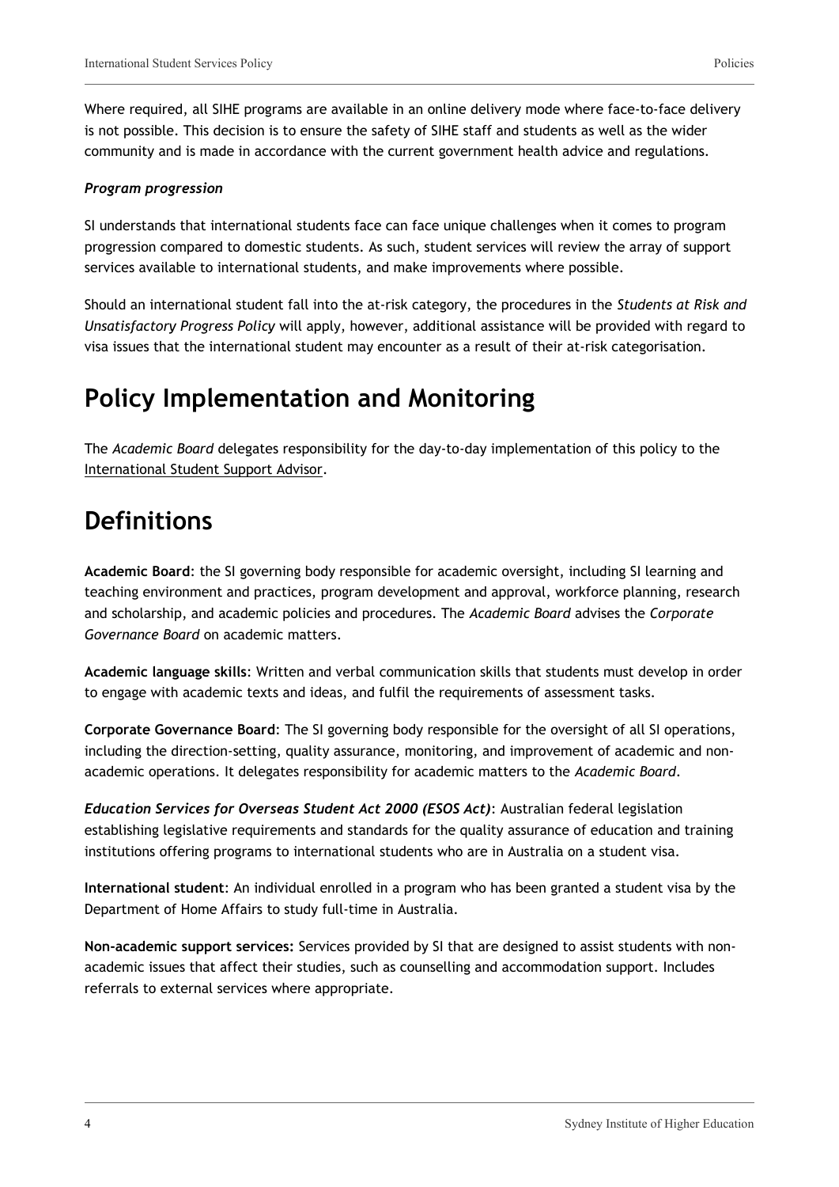Where required, all SIHE programs are available in an online delivery mode where face-to-face delivery is not possible. This decision is to ensure the safety of SIHE staff and students as well as the wider community and is made in accordance with the current government health advice and regulations.

***Program progression***

SI understands that international students face can face unique challenges when it comes to program progression compared to domestic students. As such, student services will review the array of support services available to international students, and make improvements where possible.

Should an international student fall into the at-risk category, the procedures in the *Students at Risk and Unsatisfactory Progress Policy* will apply, however, additional assistance will be provided with regard to visa issues that the international student may encounter as a result of their at-risk categorisation.

# Policy Implementation and Monitoring

The *Academic Board* delegates responsibility for the day-to-day implementation of this policy to the International Student Support Advisor.

# Definitions

**Academic Board**: the SI governing body responsible for academic oversight, including SI learning and teaching environment and practices, program development and approval, workforce planning, research and scholarship, and academic policies and procedures. The *Academic Board* advises the *Corporate Governance Board* on academic matters.

**Academic language skills**: Written and verbal communication skills that students must develop in order to engage with academic texts and ideas, and fulfil the requirements of assessment tasks.

**Corporate Governance Board**: The SI governing body responsible for the oversight of all SI operations, including the direction-setting, quality assurance, monitoring, and improvement of academic and non-academic operations. It delegates responsibility for academic matters to the *Academic Board*.

***Education Services for Overseas Student Act 2000 (ESOS Act)***: Australian federal legislation establishing legislative requirements and standards for the quality assurance of education and training institutions offering programs to international students who are in Australia on a student visa.

**International student**: An individual enrolled in a program who has been granted a student visa by the Department of Home Affairs to study full-time in Australia.

**Non-academic support services:** Services provided by SI that are designed to assist students with non-academic issues that affect their studies, such as counselling and accommodation support. Includes referrals to external services where appropriate.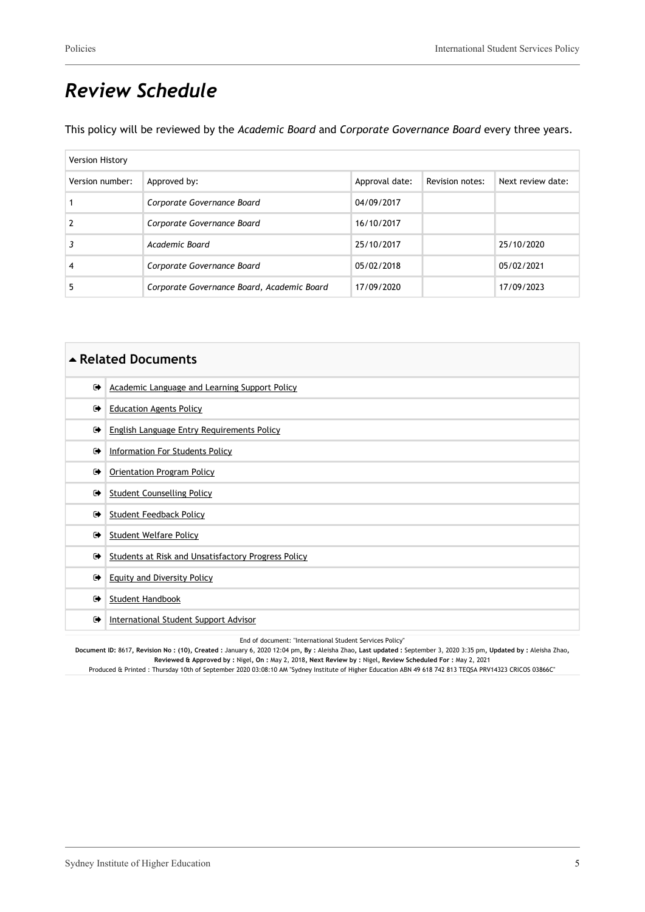## *Review Schedule*

This policy will be reviewed by the *Academic Board* and *Corporate Governance Board* every three years.

| Version History | | | | |
|---|---|---|---|---|
| Version number: | Approved by: | Approval date: | Revision notes: | Next review date: |
| 1 | *Corporate Governance Board* | 04/09/2017 | | |
| 2 | *Corporate Governance Board* | 16/10/2017 | | |
| *3* | *Academic Board* | 25/10/2017 | | 25/10/2020 |
| 4 | *Corporate Governance Board* | 05/02/2018 | | 05/02/2021 |
| 5 | *Corporate Governance Board, Academic Board* | 17/09/2020 | | 17/09/2023 |

### Related Documents

- Academic Language and Learning Support Policy
- Education Agents Policy
- English Language Entry Requirements Policy
- Information For Students Policy
- Orientation Program Policy
- Student Counselling Policy
- Student Feedback Policy
- Student Welfare Policy
- Students at Risk and Unsatisfactory Progress Policy
- Equity and Diversity Policy
- Student Handbook
- International Student Support Advisor

End of document: "International Student Services Policy"

**Document ID:** 8617, **Revision No : (10), Created :** January 6, 2020 12:04 pm, **By :** Aleisha Zhao, **Last updated :** September 3, 2020 3:35 pm, **Updated by :** Aleisha Zhao, **Reviewed & Approved by :** Nigel, **On :** May 2, 2018, **Next Review by :** Nigel, **Review Scheduled For :** May 2, 2021

Produced & Printed : Thursday 10th of September 2020 03:08:10 AM "Sydney Institute of Higher Education ABN 49 618 742 813 TEQSA PRV14323 CRICOS 03866C"